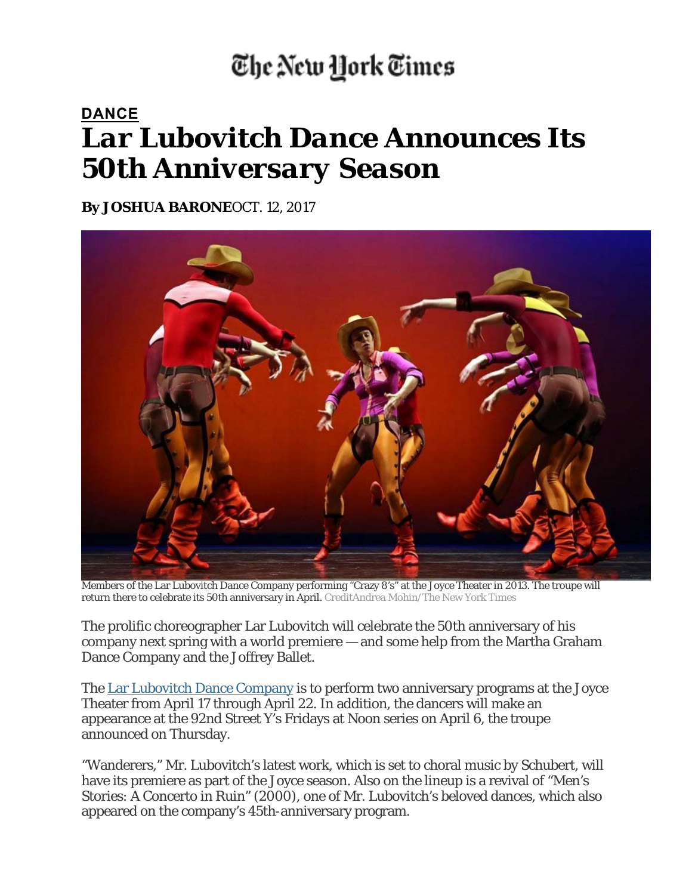The New York Times

**DANCE**

# *Lar Lubovitch Dance Announces Its 50th Anniversary Season*

**By JOSHUA BARONE** OCT. 12, 2017

Members of the Lar Lubovitch Dance Company performing "Crazy 8's" at the Joyce Theater in 2013. The troupe will return there to celebrate its 50th anniversary in April. CreditAndrea Mohin/The New York Times

The prolific choreographer Lar Lubovitch will celebrate the 50th anniversary of his company next spring with a world premiere — and some help from the Martha Graham Dance Company and the Joffrey Ballet.

The Lar Lubovitch Dance Company is to perform two anniversary programs at the Joyce Theater from April 17 through April 22. In addition, the dancers will make an appearance at the 92nd Street Y's Fridays at Noon series on April 6, the troupe announced on Thursday.

"Wanderers," Mr. Lubovitch's latest work, which is set to choral music by Schubert, will have its premiere as part of the Joyce season. Also on the lineup is a revival of "Men's Stories: A Concerto in Ruin" (2000), one of Mr. Lubovitch's beloved dances, which also appeared on the company's 45th-anniversary program.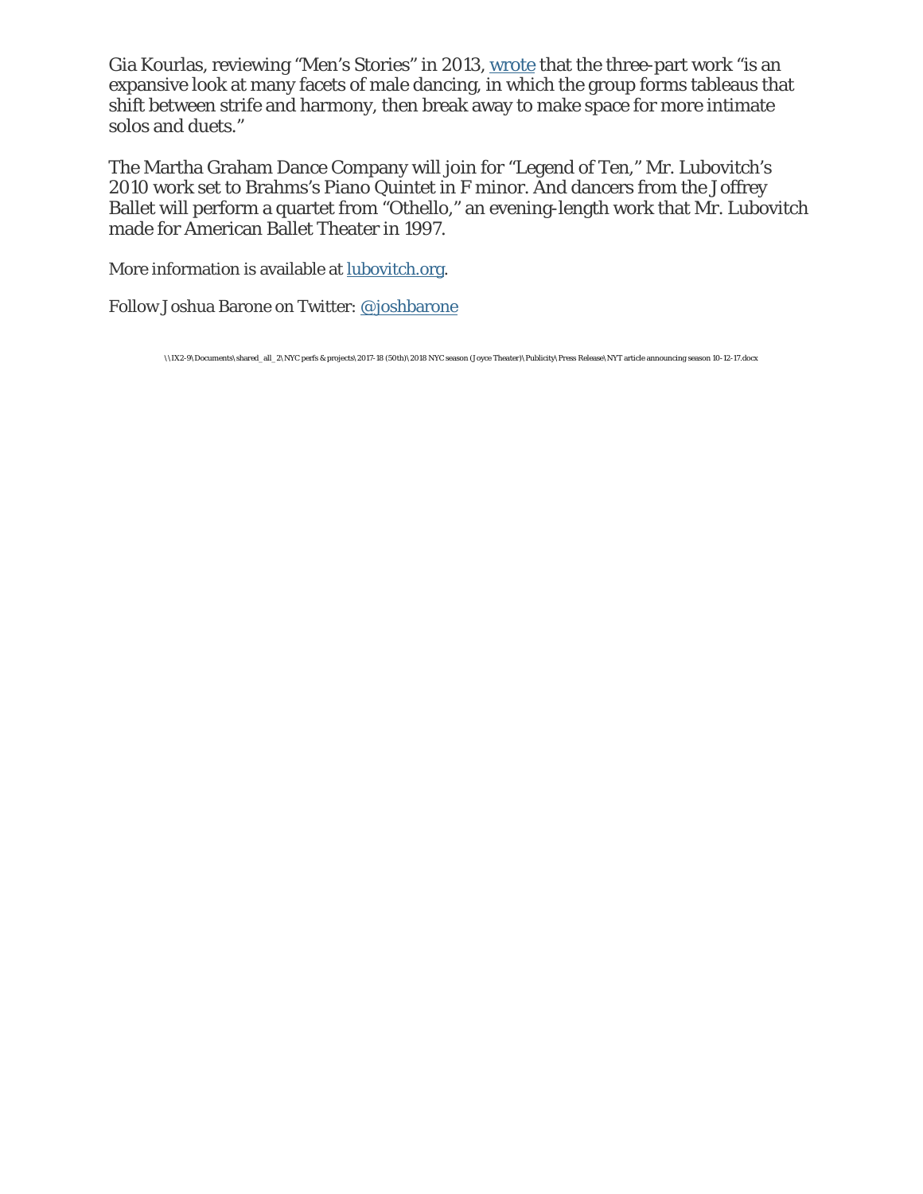Gia Kourlas, reviewing “Men’s Stories” in 2013, wrote that the three-part work “is an expansive look at many facets of male dancing, in which the group forms tableaus that shift between strife and harmony, then break away to make space for more intimate solos and duets.”

The Martha Graham Dance Company will join for “Legend of Ten,” Mr. Lubovitch’s 2010 work set to Brahms’s Piano Quintet in F minor. And dancers from the Joffrey Ballet will perform a quartet from “Othello,” an evening-length work that Mr. Lubovitch made for American Ballet Theater in 1997.

More information is available at lubovitch.org.

Follow Joshua Barone on Twitter: @joshbarone

\\IX2-9\Documents\shared_all_2\NYC perfs & projects\2017-18 (50th)\2018 NYC season (Joyce Theater)\Publicity\Press Release\NYT article announcing season 10-12-17.docx